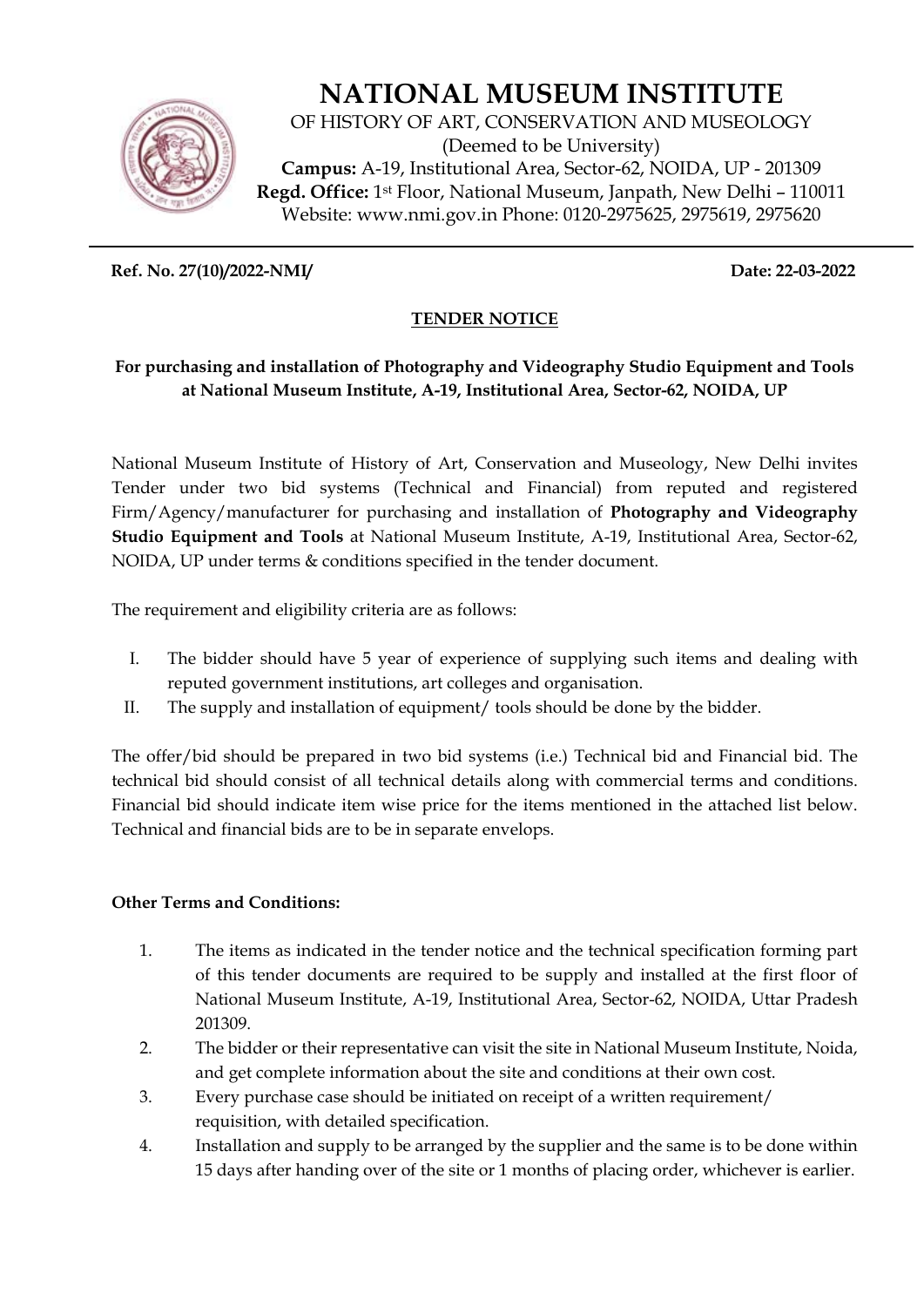# NATIONAL MUSEUM INSTITUTE

OF HISTORY OF ART, CONSERVATION AND MUSEOLOGY
(Deemed to be University)
**Campus:** A-19, Institutional Area, Sector-62, NOIDA, UP - 201309
**Regd. Office:** 1st Floor, National Museum, Janpath, New Delhi – 110011
Website: www.nmi.gov.in Phone: 0120-2975625, 2975619, 2975620

---

**Ref. No. 27(10)/2022-NMI/** **Date: 22-03-2022**

## TENDER NOTICE

**For purchasing and installation of Photography and Videography Studio Equipment and Tools at National Museum Institute, A-19, Institutional Area, Sector-62, NOIDA, UP**

National Museum Institute of History of Art, Conservation and Museology, New Delhi invites Tender under two bid systems (Technical and Financial) from reputed and registered Firm/Agency/manufacturer for purchasing and installation of **Photography and Videography Studio Equipment and Tools** at National Museum Institute, A-19, Institutional Area, Sector-62, NOIDA, UP under terms & conditions specified in the tender document.

The requirement and eligibility criteria are as follows:

I. The bidder should have 5 year of experience of supplying such items and dealing with reputed government institutions, art colleges and organisation.
II. The supply and installation of equipment/ tools should be done by the bidder.

The offer/bid should be prepared in two bid systems (i.e.) Technical bid and Financial bid. The technical bid should consist of all technical details along with commercial terms and conditions. Financial bid should indicate item wise price for the items mentioned in the attached list below. Technical and financial bids are to be in separate envelops.

**Other Terms and Conditions:**

1. The items as indicated in the tender notice and the technical specification forming part of this tender documents are required to be supply and installed at the first floor of National Museum Institute, A-19, Institutional Area, Sector-62, NOIDA, Uttar Pradesh 201309.
2. The bidder or their representative can visit the site in National Museum Institute, Noida, and get complete information about the site and conditions at their own cost.
3. Every purchase case should be initiated on receipt of a written requirement/ requisition, with detailed specification.
4. Installation and supply to be arranged by the supplier and the same is to be done within 15 days after handing over of the site or 1 months of placing order, whichever is earlier.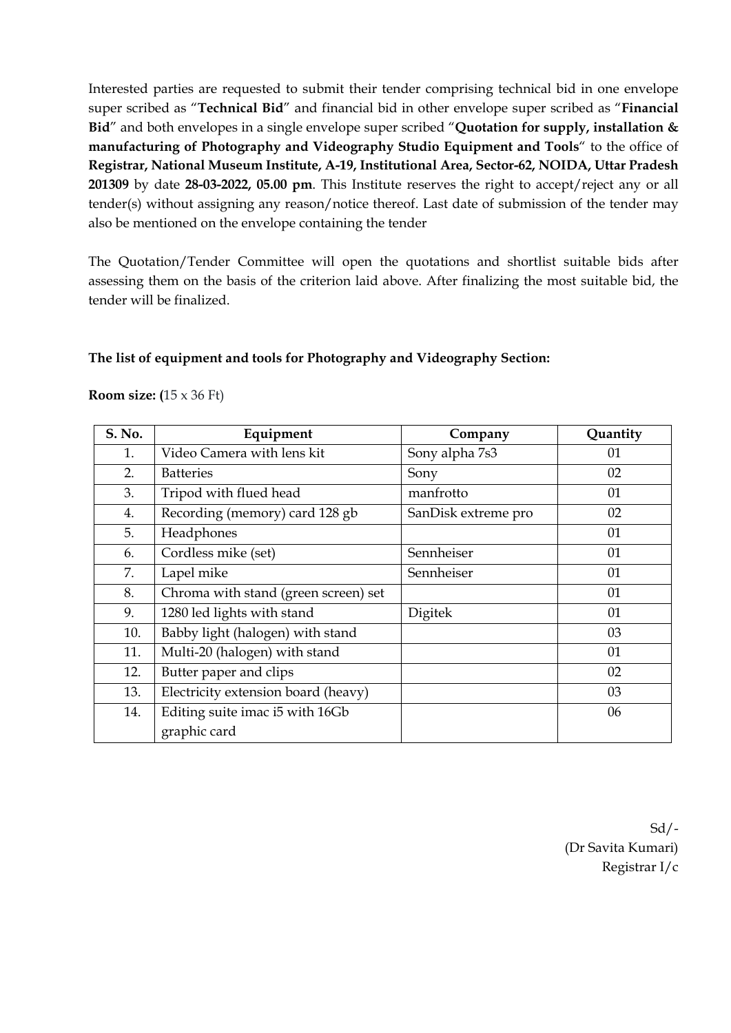Interested parties are requested to submit their tender comprising technical bid in one envelope super scribed as "**Technical Bid**" and financial bid in other envelope super scribed as "**Financial Bid**" and both envelopes in a single envelope super scribed "**Quotation for supply, installation & manufacturing of Photography and Videography Studio Equipment and Tools**" to the office of **Registrar, National Museum Institute, A-19, Institutional Area, Sector-62, NOIDA, Uttar Pradesh 201309** by date **28-03-2022, 05.00 pm**. This Institute reserves the right to accept/reject any or all tender(s) without assigning any reason/notice thereof. Last date of submission of the tender may also be mentioned on the envelope containing the tender

The Quotation/Tender Committee will open the quotations and shortlist suitable bids after assessing them on the basis of the criterion laid above. After finalizing the most suitable bid, the tender will be finalized.

**The list of equipment and tools for Photography and Videography Section:**

**Room size: (**15 x 36 Ft)

| S. No. | Equipment | Company | Quantity |
|---|---|---|---|
| 1. | Video Camera with lens kit | Sony alpha 7s3 | 01 |
| 2. | Batteries | Sony | 02 |
| 3. | Tripod with flued head | manfrotto | 01 |
| 4. | Recording (memory) card 128 gb | SanDisk extreme pro | 02 |
| 5. | Headphones | | 01 |
| 6. | Cordless mike (set) | Sennheiser | 01 |
| 7. | Lapel mike | Sennheiser | 01 |
| 8. | Chroma with stand (green screen) set | | 01 |
| 9. | 1280 led lights with stand | Digitek | 01 |
| 10. | Babby light (halogen) with stand | | 03 |
| 11. | Multi-20 (halogen) with stand | | 01 |
| 12. | Butter paper and clips | | 02 |
| 13. | Electricity extension board (heavy) | | 03 |
| 14. | Editing suite imac i5 with 16Gb graphic card | | 06 |

Sd/-
(Dr Savita Kumari)
Registrar I/c